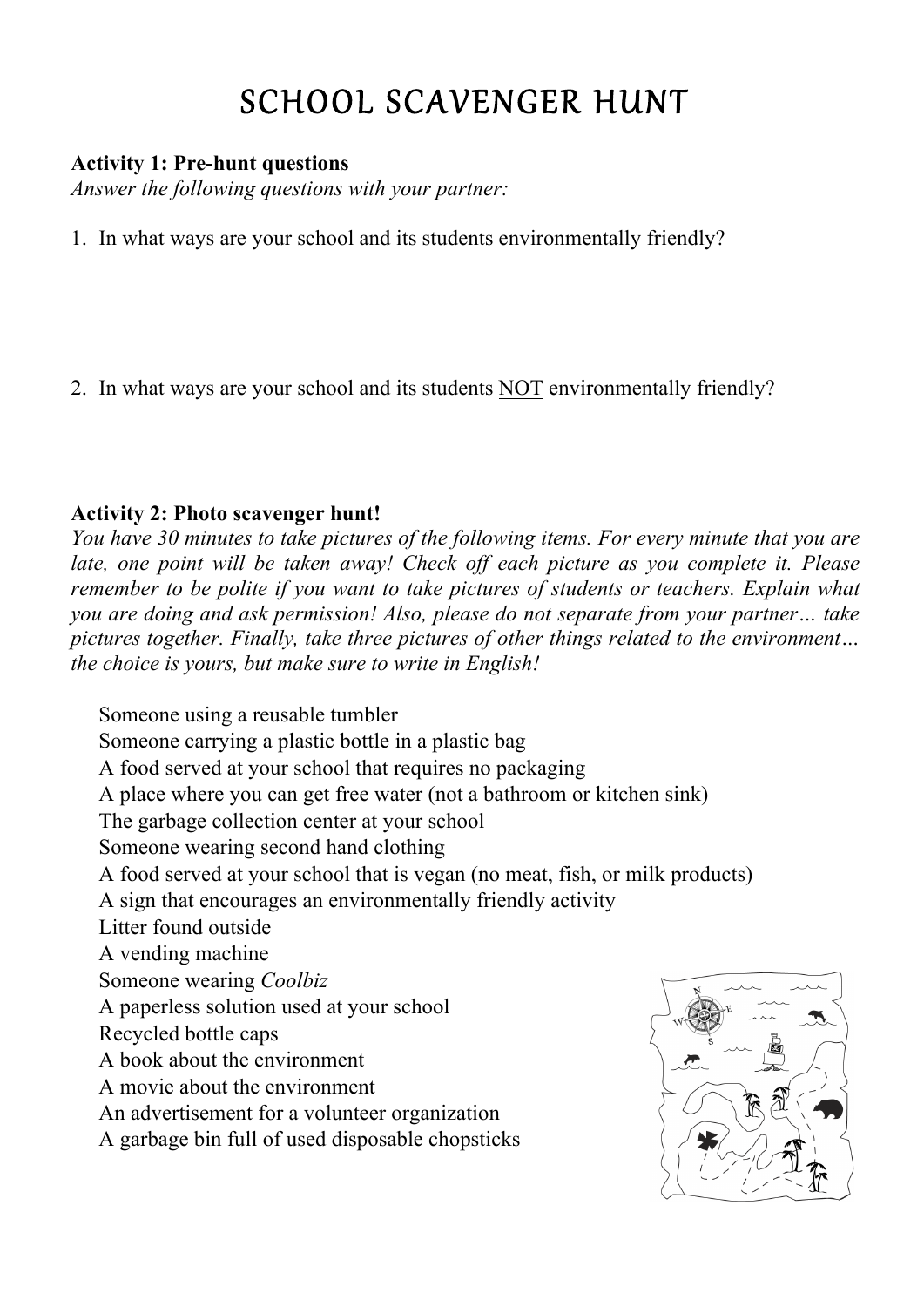# SCHOOL SCAVENGER HUNT

**Activity 1: Pre-hunt questions**

*Answer the following questions with your partner:*

1. In what ways are your school and its students environmentally friendly?

2. In what ways are your school and its students NOT environmentally friendly?

**Activity 2: Photo scavenger hunt!**

*You have 30 minutes to take pictures of the following items. For every minute that you are late, one point will be taken away! Check off each picture as you complete it. Please remember to be polite if you want to take pictures of students or teachers. Explain what you are doing and ask permission! Also, please do not separate from your partner… take pictures together. Finally, take three pictures of other things related to the environment… the choice is yours, but make sure to write in English!*

- Someone using a reusable tumbler
- Someone carrying a plastic bottle in a plastic bag
- A food served at your school that requires no packaging
- A place where you can get free water (not a bathroom or kitchen sink)
- The garbage collection center at your school
- Someone wearing second hand clothing
- A food served at your school that is vegan (no meat, fish, or milk products)
- A sign that encourages an environmentally friendly activity
- Litter found outside
- A vending machine
- Someone wearing *Coolbiz*
- A paperless solution used at your school
- Recycled bottle caps
- A book about the environment
- A movie about the environment
- An advertisement for a volunteer organization
- A garbage bin full of used disposable chopsticks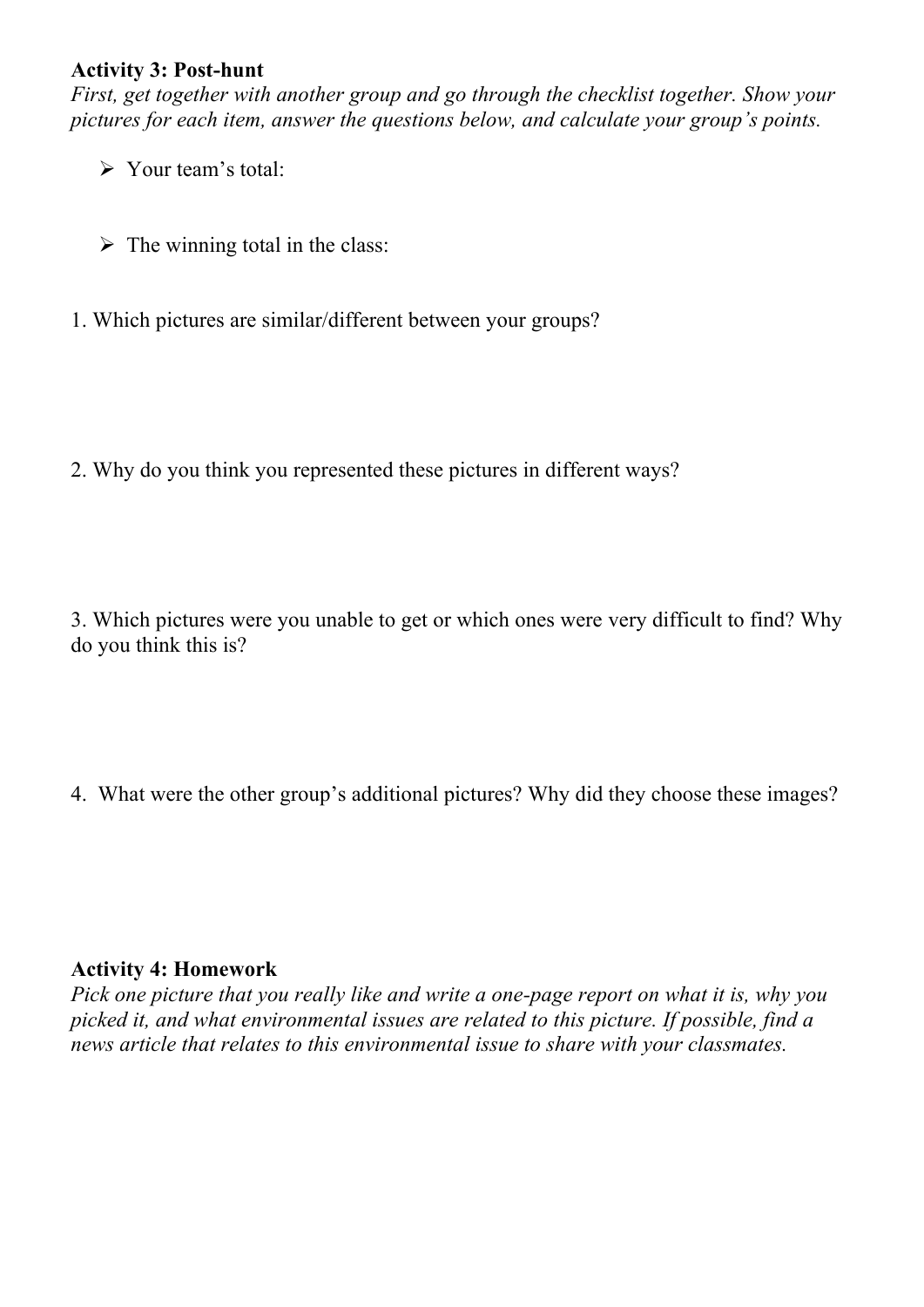**Activity 3: Post-hunt**

*First, get together with another group and go through the checklist together. Show your pictures for each item, answer the questions below, and calculate your group's points.*

- Your team's total:
- The winning total in the class:

1. Which pictures are similar/different between your groups?

2. Why do you think you represented these pictures in different ways?

3. Which pictures were you unable to get or which ones were very difficult to find? Why do you think this is?

4. What were the other group's additional pictures? Why did they choose these images?

**Activity 4: Homework**

*Pick one picture that you really like and write a one-page report on what it is, why you picked it, and what environmental issues are related to this picture. If possible, find a news article that relates to this environmental issue to share with your classmates.*